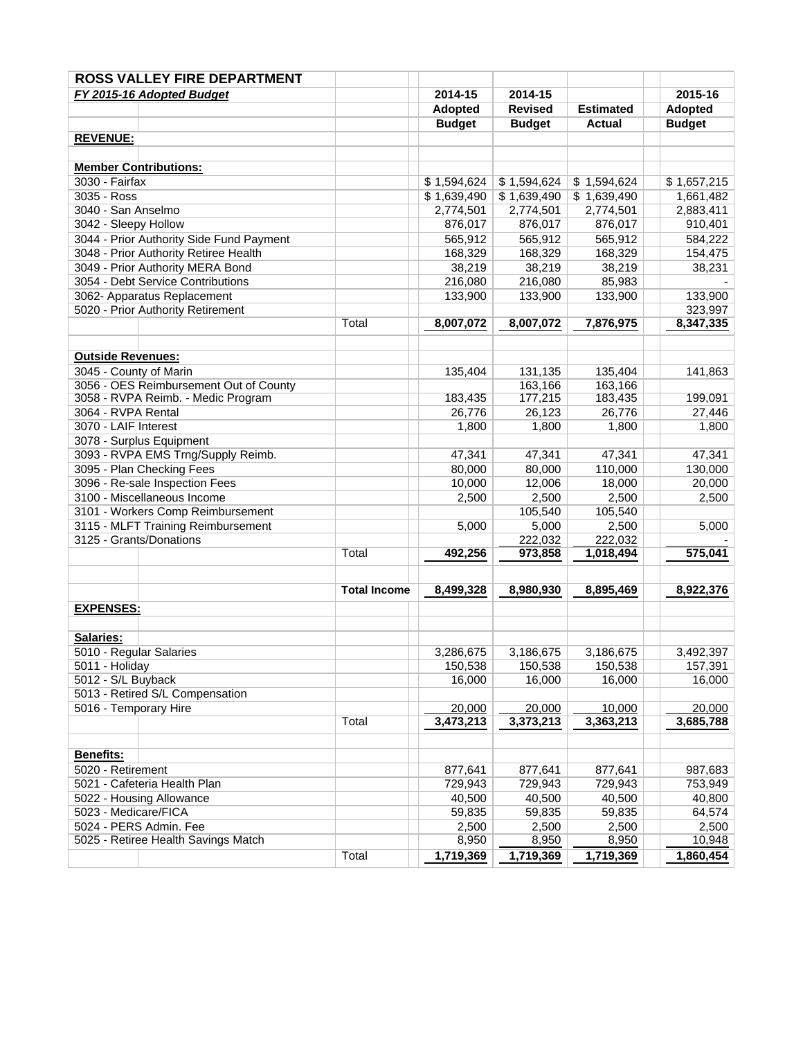| **ROSS VALLEY FIRE DEPARTMENT** | | | | | |
|---|---|---|---|---|---|
| ***FY 2015-16 Adopted Budget*** | | **2014-15** | **2014-15** | | **2015-16** |
| | | **Adopted** | **Revised** | **Estimated** | **Adopted** |
| | | **Budget** | **Budget** | **Actual** | **Budget** |
| **REVENUE:** | | | | | |
| | | | | | |
| **Member Contributions:** | | | | | |
| 3030 - Fairfax | | $ 1,594,624 | $ 1,594,624 | $ 1,594,624 | $ 1,657,215 |
| 3035 - Ross | | $ 1,639,490 | $ 1,639,490 | $ 1,639,490 | 1,661,482 |
| 3040 - San Anselmo | | 2,774,501 | 2,774,501 | 2,774,501 | 2,883,411 |
| 3042 - Sleepy Hollow | | 876,017 | 876,017 | 876,017 | 910,401 |
| 3044 - Prior Authority Side Fund Payment | | 565,912 | 565,912 | 565,912 | 584,222 |
| 3048 - Prior Authority Retiree Health | | 168,329 | 168,329 | 168,329 | 154,475 |
| 3049 - Prior Authority MERA Bond | | 38,219 | 38,219 | 38,219 | 38,231 |
| 3054 - Debt Service Contributions | | 216,080 | 216,080 | 85,983 | - |
| 3062- Apparatus Replacement | | 133,900 | 133,900 | 133,900 | 133,900 |
| 5020 - Prior Authority Retirement | | | | | 323,997 |
| | Total | 8,007,072 | 8,007,072 | 7,876,975 | 8,347,335 |
| | | | | | |
| **Outside Revenues:** | | | | | |
| 3045 - County of Marin | | 135,404 | 131,135 | 135,404 | 141,863 |
| 3056 - OES Reimbursement Out of County | | | 163,166 | 163,166 | |
| 3058 - RVPA Reimb. - Medic Program | | 183,435 | 177,215 | 183,435 | 199,091 |
| 3064 - RVPA Rental | | 26,776 | 26,123 | 26,776 | 27,446 |
| 3070 - LAIF Interest | | 1,800 | 1,800 | 1,800 | 1,800 |
| 3078 - Surplus Equipment | | | | | |
| 3093 - RVPA EMS Trng/Supply Reimb. | | 47,341 | 47,341 | 47,341 | 47,341 |
| 3095 - Plan Checking Fees | | 80,000 | 80,000 | 110,000 | 130,000 |
| 3096 - Re-sale Inspection Fees | | 10,000 | 12,006 | 18,000 | 20,000 |
| 3100 - Miscellaneous Income | | 2,500 | 2,500 | 2,500 | 2,500 |
| 3101 - Workers Comp Reimbursement | | | 105,540 | 105,540 | |
| 3115 - MLFT Training Reimbursement | | 5,000 | 5,000 | 2,500 | 5,000 |
| 3125 - Grants/Donations | | | 222,032 | 222,032 | - |
| | Total | 492,256 | 973,858 | 1,018,494 | 575,041 |
| | | | | | |
| | **Total Income** | 8,499,328 | 8,980,930 | 8,895,469 | 8,922,376 |
| **EXPENSES:** | | | | | |
| | | | | | |
| **Salaries:** | | | | | |
| 5010 - Regular Salaries | | 3,286,675 | 3,186,675 | 3,186,675 | 3,492,397 |
| 5011 - Holiday | | 150,538 | 150,538 | 150,538 | 157,391 |
| 5012 - S/L Buyback | | 16,000 | 16,000 | 16,000 | 16,000 |
| 5013 - Retired S/L Compensation | | | | | |
| 5016 - Temporary Hire | | 20,000 | 20,000 | 10,000 | 20,000 |
| | Total | 3,473,213 | 3,373,213 | 3,363,213 | 3,685,788 |
| | | | | | |
| **Benefits:** | | | | | |
| 5020 - Retirement | | 877,641 | 877,641 | 877,641 | 987,683 |
| 5021 - Cafeteria Health Plan | | 729,943 | 729,943 | 729,943 | 753,949 |
| 5022 - Housing Allowance | | 40,500 | 40,500 | 40,500 | 40,800 |
| 5023 - Medicare/FICA | | 59,835 | 59,835 | 59,835 | 64,574 |
| 5024 - PERS Admin. Fee | | 2,500 | 2,500 | 2,500 | 2,500 |
| 5025 - Retiree Health Savings Match | | 8,950 | 8,950 | 8,950 | 10,948 |
| | Total | 1,719,369 | 1,719,369 | 1,719,369 | 1,860,454 |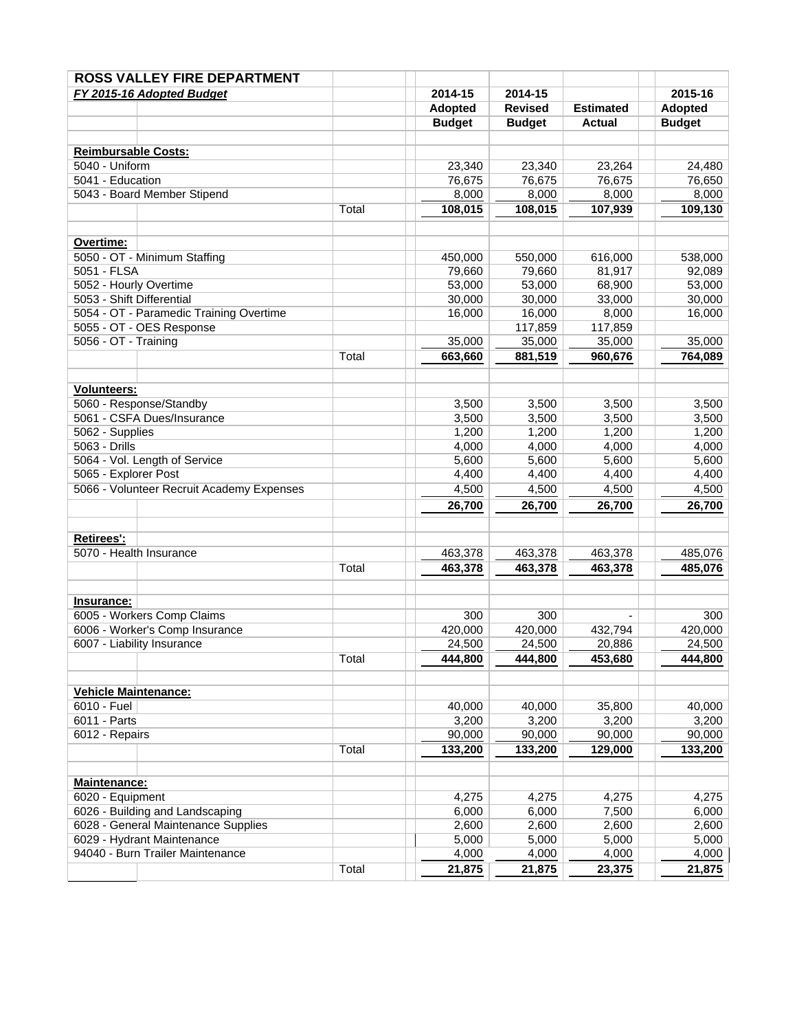| ROSS VALLEY FIRE DEPARTMENT | | | | | |
|---|---|---|---|---|---|
| ***FY 2015-16 Adopted Budget*** | | **2014-15** | **2014-15** | | **2015-16** |
| | | **Adopted** | **Revised** | **Estimated** | **Adopted** |
| | | **Budget** | **Budget** | **Actual** | **Budget** |
| | | | | | |
| **Reimbursable Costs:** | | | | | |
| 5040 - Uniform | | 23,340 | 23,340 | 23,264 | 24,480 |
| 5041 - Education | | 76,675 | 76,675 | 76,675 | 76,650 |
| 5043 - Board Member Stipend | | 8,000 | 8,000 | 8,000 | 8,000 |
| | Total | **108,015** | **108,015** | **107,939** | **109,130** |
| | | | | | |
| **Overtime:** | | | | | |
| 5050 - OT - Minimum Staffing | | 450,000 | 550,000 | 616,000 | 538,000 |
| 5051 - FLSA | | 79,660 | 79,660 | 81,917 | 92,089 |
| 5052 - Hourly Overtime | | 53,000 | 53,000 | 68,900 | 53,000 |
| 5053 - Shift Differential | | 30,000 | 30,000 | 33,000 | 30,000 |
| 5054 - OT - Paramedic Training Overtime | | 16,000 | 16,000 | 8,000 | 16,000 |
| 5055 - OT - OES Response | | | 117,859 | 117,859 | |
| 5056 - OT - Training | | 35,000 | 35,000 | 35,000 | 35,000 |
| | Total | **663,660** | **881,519** | **960,676** | **764,089** |
| | | | | | |
| **Volunteers:** | | | | | |
| 5060 - Response/Standby | | 3,500 | 3,500 | 3,500 | 3,500 |
| 5061 - CSFA Dues/Insurance | | 3,500 | 3,500 | 3,500 | 3,500 |
| 5062 - Supplies | | 1,200 | 1,200 | 1,200 | 1,200 |
| 5063 - Drills | | 4,000 | 4,000 | 4,000 | 4,000 |
| 5064 - Vol. Length of Service | | 5,600 | 5,600 | 5,600 | 5,600 |
| 5065 - Explorer Post | | 4,400 | 4,400 | 4,400 | 4,400 |
| 5066 - Volunteer Recruit Academy Expenses | | 4,500 | 4,500 | 4,500 | 4,500 |
| | | **26,700** | **26,700** | **26,700** | **26,700** |
| | | | | | |
| **Retirees':** | | | | | |
| 5070 - Health Insurance | | 463,378 | 463,378 | 463,378 | 485,076 |
| | Total | **463,378** | **463,378** | **463,378** | **485,076** |
| | | | | | |
| **Insurance:** | | | | | |
| 6005 - Workers Comp Claims | | 300 | 300 | - | 300 |
| 6006 - Worker's Comp Insurance | | 420,000 | 420,000 | 432,794 | 420,000 |
| 6007 - Liability Insurance | | 24,500 | 24,500 | 20,886 | 24,500 |
| | Total | **444,800** | **444,800** | **453,680** | **444,800** |
| | | | | | |
| **Vehicle Maintenance:** | | | | | |
| 6010 - Fuel | | 40,000 | 40,000 | 35,800 | 40,000 |
| 6011 - Parts | | 3,200 | 3,200 | 3,200 | 3,200 |
| 6012 - Repairs | | 90,000 | 90,000 | 90,000 | 90,000 |
| | Total | **133,200** | **133,200** | **129,000** | **133,200** |
| | | | | | |
| **Maintenance:** | | | | | |
| 6020 - Equipment | | 4,275 | 4,275 | 4,275 | 4,275 |
| 6026 - Building and Landscaping | | 6,000 | 6,000 | 7,500 | 6,000 |
| 6028 - General Maintenance Supplies | | 2,600 | 2,600 | 2,600 | 2,600 |
| 6029 - Hydrant Maintenance | | 5,000 | 5,000 | 5,000 | 5,000 |
| 94040 - Burn Trailer Maintenance | | 4,000 | 4,000 | 4,000 | 4,000 |
| | Total | **21,875** | **21,875** | **23,375** | **21,875** |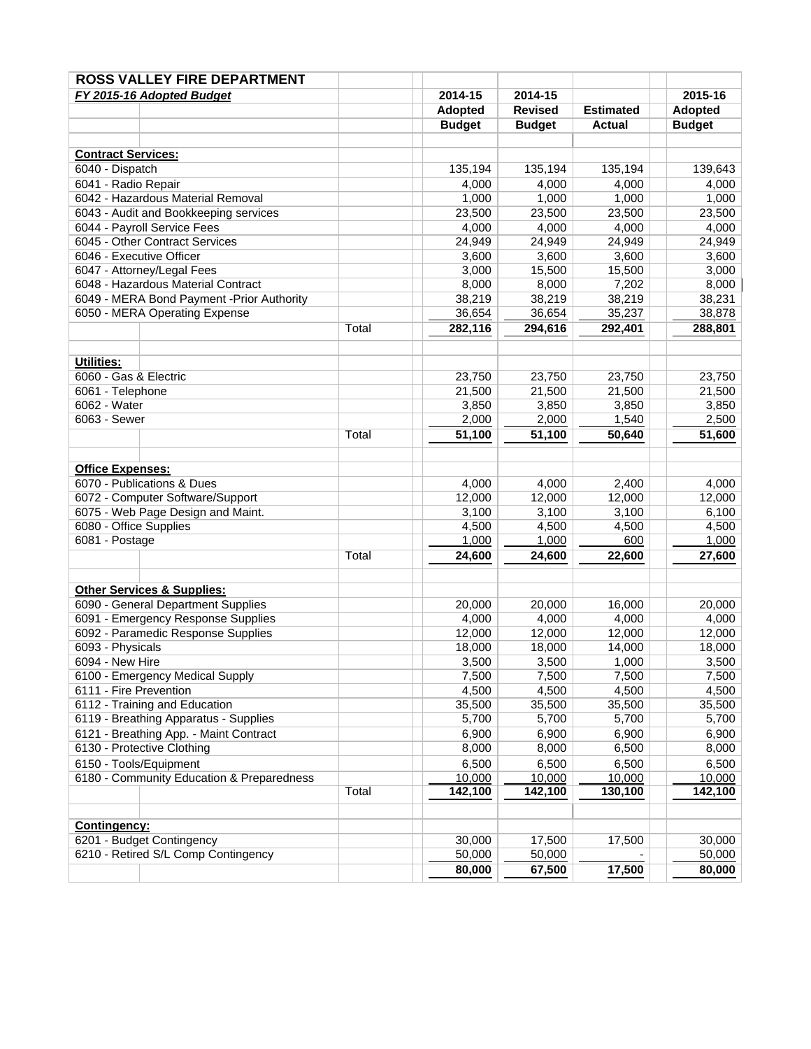| ROSS VALLEY FIRE DEPARTMENT | | | | | | |
|---|---|---|---|---|---|---|
| ***FY 2015-16 Adopted Budget*** | | **2014-15** | **2014-15** | | **2015-16** |
| | | **Adopted** | **Revised** | **Estimated** | **Adopted** |
| | | **Budget** | **Budget** | **Actual** | **Budget** |
| **Contract Services:** | | | | | |
| 6040 - Dispatch | | 135,194 | 135,194 | 135,194 | 139,643 |
| 6041 - Radio Repair | | 4,000 | 4,000 | 4,000 | 4,000 |
| 6042 - Hazardous Material Removal | | 1,000 | 1,000 | 1,000 | 1,000 |
| 6043 - Audit and Bookkeeping services | | 23,500 | 23,500 | 23,500 | 23,500 |
| 6044 - Payroll Service Fees | | 4,000 | 4,000 | 4,000 | 4,000 |
| 6045 - Other Contract Services | | 24,949 | 24,949 | 24,949 | 24,949 |
| 6046 - Executive Officer | | 3,600 | 3,600 | 3,600 | 3,600 |
| 6047 - Attorney/Legal Fees | | 3,000 | 15,500 | 15,500 | 3,000 |
| 6048 - Hazardous Material Contract | | 8,000 | 8,000 | 7,202 | 8,000 |
| 6049 - MERA Bond Payment -Prior Authority | | 38,219 | 38,219 | 38,219 | 38,231 |
| 6050 - MERA Operating Expense | | 36,654 | 36,654 | 35,237 | 38,878 |
| | Total | **282,116** | **294,616** | **292,401** | **288,801** |
| **Utilities:** | | | | | |
| 6060 - Gas & Electric | | 23,750 | 23,750 | 23,750 | 23,750 |
| 6061 - Telephone | | 21,500 | 21,500 | 21,500 | 21,500 |
| 6062 - Water | | 3,850 | 3,850 | 3,850 | 3,850 |
| 6063 - Sewer | | 2,000 | 2,000 | 1,540 | 2,500 |
| | Total | **51,100** | **51,100** | **50,640** | **51,600** |
| **Office Expenses:** | | | | | |
| 6070 - Publications & Dues | | 4,000 | 4,000 | 2,400 | 4,000 |
| 6072 - Computer Software/Support | | 12,000 | 12,000 | 12,000 | 12,000 |
| 6075 - Web Page Design and Maint. | | 3,100 | 3,100 | 3,100 | 6,100 |
| 6080 - Office Supplies | | 4,500 | 4,500 | 4,500 | 4,500 |
| 6081 - Postage | | 1,000 | 1,000 | 600 | 1,000 |
| | Total | **24,600** | **24,600** | **22,600** | **27,600** |
| **Other Services & Supplies:** | | | | | |
| 6090 - General Department Supplies | | 20,000 | 20,000 | 16,000 | 20,000 |
| 6091 - Emergency Response Supplies | | 4,000 | 4,000 | 4,000 | 4,000 |
| 6092 - Paramedic Response Supplies | | 12,000 | 12,000 | 12,000 | 12,000 |
| 6093 - Physicals | | 18,000 | 18,000 | 14,000 | 18,000 |
| 6094 - New Hire | | 3,500 | 3,500 | 1,000 | 3,500 |
| 6100 - Emergency Medical Supply | | 7,500 | 7,500 | 7,500 | 7,500 |
| 6111 - Fire Prevention | | 4,500 | 4,500 | 4,500 | 4,500 |
| 6112 - Training and Education | | 35,500 | 35,500 | 35,500 | 35,500 |
| 6119 - Breathing Apparatus - Supplies | | 5,700 | 5,700 | 5,700 | 5,700 |
| 6121 - Breathing App. - Maint Contract | | 6,900 | 6,900 | 6,900 | 6,900 |
| 6130 - Protective Clothing | | 8,000 | 8,000 | 6,500 | 8,000 |
| 6150 - Tools/Equipment | | 6,500 | 6,500 | 6,500 | 6,500 |
| 6180 - Community Education & Preparedness | | 10,000 | 10,000 | 10,000 | 10,000 |
| | Total | **142,100** | **142,100** | **130,100** | **142,100** |
| **Contingency:** | | | | | |
| 6201 - Budget Contingency | | 30,000 | 17,500 | 17,500 | 30,000 |
| 6210 - Retired S/L Comp Contingency | | 50,000 | 50,000 | - | 50,000 |
| | | **80,000** | **67,500** | **17,500** | **80,000** |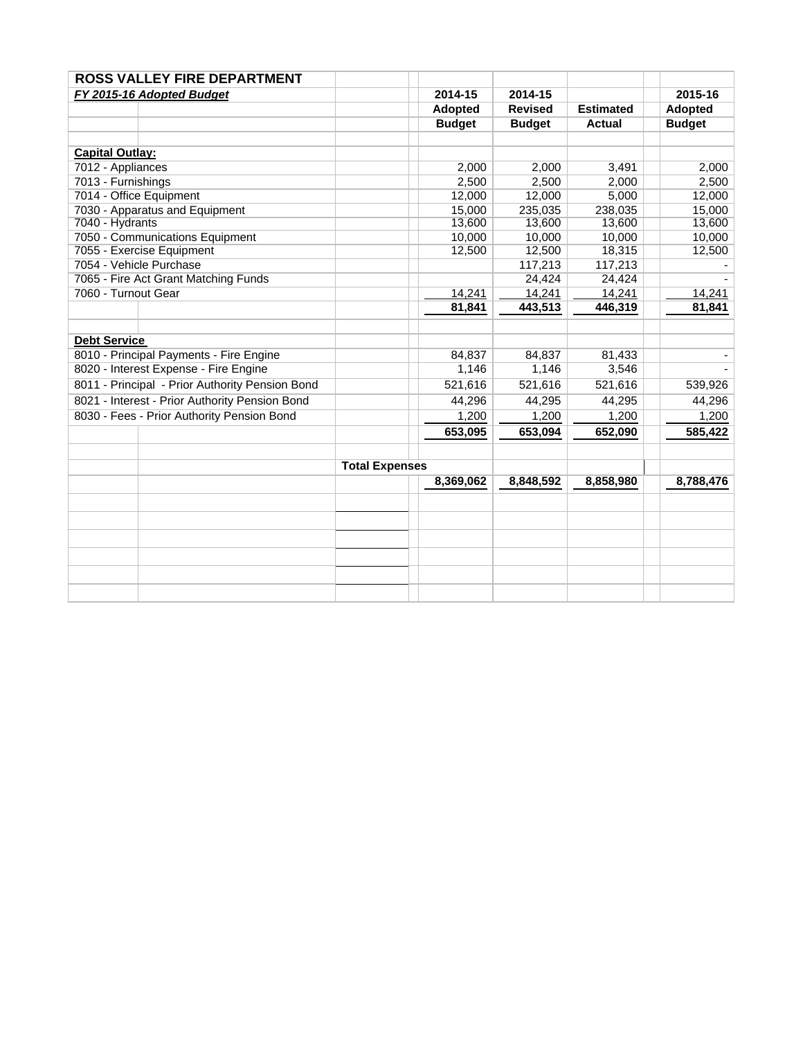## ROSS VALLEY FIRE DEPARTMENT

***FY 2015-16 Adopted Budget***

| | 2014-15 Adopted Budget | 2014-15 Revised Budget | Estimated Actual | 2015-16 Adopted Budget |
|---|---|---|---|---|
| **Capital Outlay:** | | | | |
| 7012 - Appliances | 2,000 | 2,000 | 3,491 | 2,000 |
| 7013 - Furnishings | 2,500 | 2,500 | 2,000 | 2,500 |
| 7014 - Office Equipment | 12,000 | 12,000 | 5,000 | 12,000 |
| 7030 - Apparatus and Equipment | 15,000 | 235,035 | 238,035 | 15,000 |
| 7040 - Hydrants | 13,600 | 13,600 | 13,600 | 13,600 |
| 7050 - Communications Equipment | 10,000 | 10,000 | 10,000 | 10,000 |
| 7055 - Exercise Equipment | 12,500 | 12,500 | 18,315 | 12,500 |
| 7054 - Vehicle Purchase | | 117,213 | 117,213 | - |
| 7065 - Fire Act Grant Matching Funds | | 24,424 | 24,424 | - |
| 7060 - Turnout Gear | 14,241 | 14,241 | 14,241 | 14,241 |
| | **81,841** | **443,513** | **446,319** | **81,841** |
| **Debt Service** | | | | |
| 8010 - Principal Payments - Fire Engine | 84,837 | 84,837 | 81,433 | - |
| 8020 - Interest Expense - Fire Engine | 1,146 | 1,146 | 3,546 | - |
| 8011 - Principal - Prior Authority Pension Bond | 521,616 | 521,616 | 521,616 | 539,926 |
| 8021 - Interest - Prior Authority Pension Bond | 44,296 | 44,295 | 44,295 | 44,296 |
| 8030 - Fees - Prior Authority Pension Bond | 1,200 | 1,200 | 1,200 | 1,200 |
| | **653,095** | **653,094** | **652,090** | **585,422** |
| **Total Expenses** | **8,369,062** | **8,848,592** | **8,858,980** | **8,788,476** |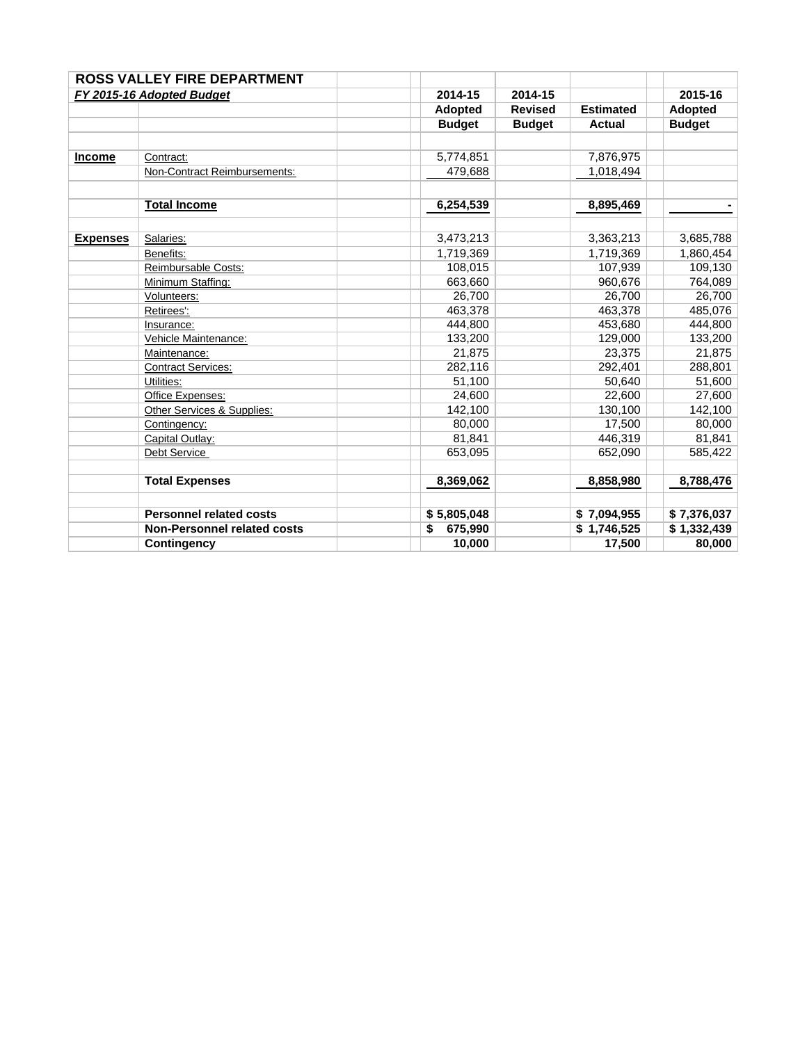| ROSS VALLEY FIRE DEPARTMENT | | | | | |
|---|---|---|---|---|---|
| ***FY 2015-16 Adopted Budget*** | | **2014-15** | **2014-15** | | **2015-16** |
| | | **Adopted** | **Revised** | **Estimated** | **Adopted** |
| | | **Budget** | **Budget** | **Actual** | **Budget** |
| | | | | | |
| **Income** | Contract: | 5,774,851 | | 7,876,975 | |
| | Non-Contract Reimbursements: | 479,688 | | 1,018,494 | |
| | | | | | |
| | **Total Income** | **6,254,539** | | **8,895,469** | **-** |
| | | | | | |
| **Expenses** | Salaries: | 3,473,213 | | 3,363,213 | 3,685,788 |
| | Benefits: | 1,719,369 | | 1,719,369 | 1,860,454 |
| | Reimbursable Costs: | 108,015 | | 107,939 | 109,130 |
| | Minimum Staffing: | 663,660 | | 960,676 | 764,089 |
| | Volunteers: | 26,700 | | 26,700 | 26,700 |
| | Retirees': | 463,378 | | 463,378 | 485,076 |
| | Insurance: | 444,800 | | 453,680 | 444,800 |
| | Vehicle Maintenance: | 133,200 | | 129,000 | 133,200 |
| | Maintenance: | 21,875 | | 23,375 | 21,875 |
| | Contract Services: | 282,116 | | 292,401 | 288,801 |
| | Utilities: | 51,100 | | 50,640 | 51,600 |
| | Office Expenses: | 24,600 | | 22,600 | 27,600 |
| | Other Services & Supplies: | 142,100 | | 130,100 | 142,100 |
| | Contingency: | 80,000 | | 17,500 | 80,000 |
| | Capital Outlay: | 81,841 | | 446,319 | 81,841 |
| | Debt Service | 653,095 | | 652,090 | 585,422 |
| | | | | | |
| | **Total Expenses** | **8,369,062** | | **8,858,980** | **8,788,476** |
| | | | | | |
| | **Personnel related costs** | **$ 5,805,048** | | **$ 7,094,955** | **$ 7,376,037** |
| | **Non-Personnel related costs** | **$ 675,990** | | **$ 1,746,525** | **$ 1,332,439** |
| | **Contingency** | **10,000** | | **17,500** | **80,000** |